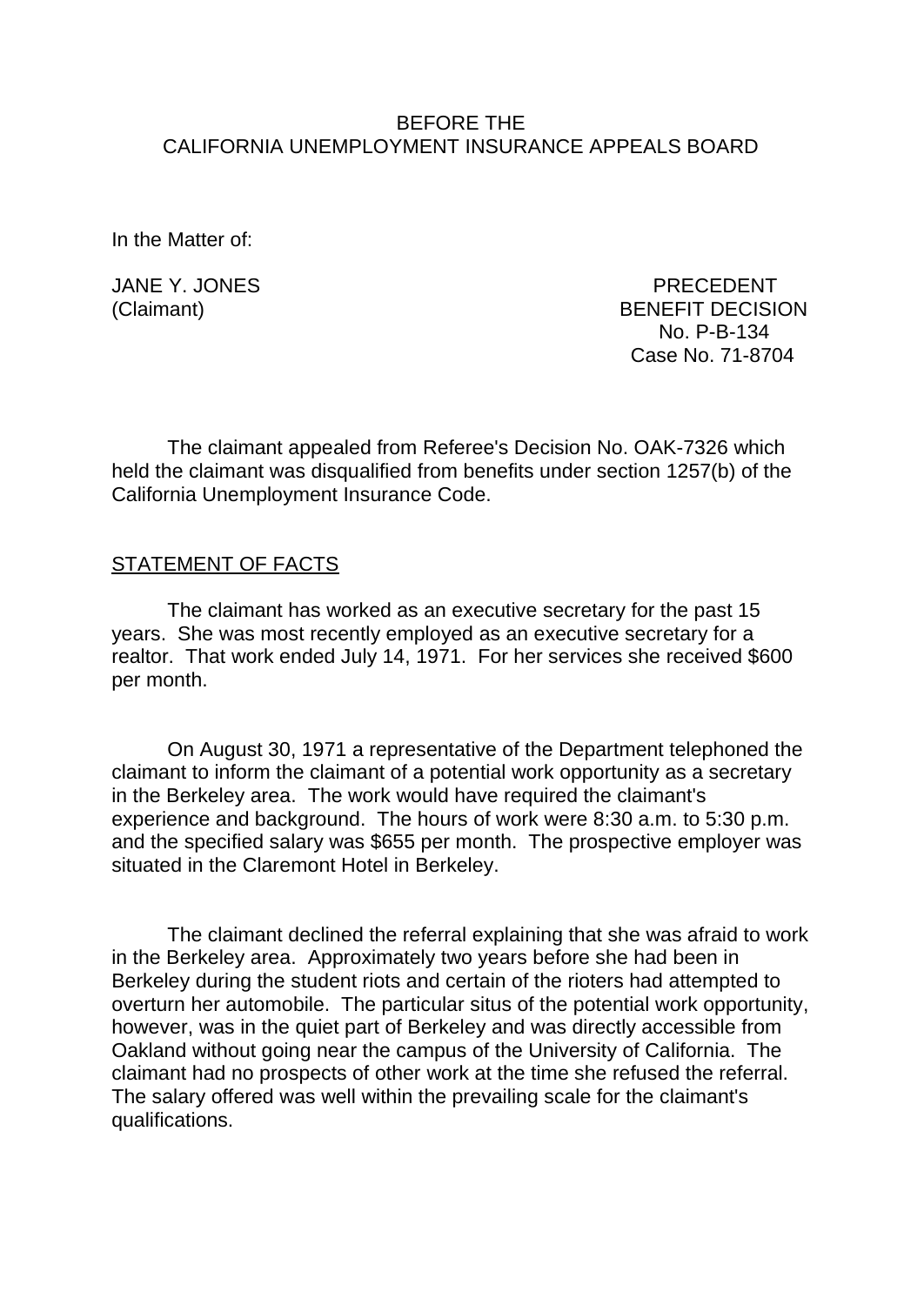BEFORE THE
CALIFORNIA UNEMPLOYMENT INSURANCE APPEALS BOARD

In the Matter of:

JANE Y. JONES
(Claimant)

PRECEDENT
BENEFIT DECISION
No. P-B-134
Case No. 71-8704

The claimant appealed from Referee's Decision No. OAK-7326 which held the claimant was disqualified from benefits under section 1257(b) of the California Unemployment Insurance Code.

## STATEMENT OF FACTS

The claimant has worked as an executive secretary for the past 15 years. She was most recently employed as an executive secretary for a realtor. That work ended July 14, 1971. For her services she received $600 per month.

On August 30, 1971 a representative of the Department telephoned the claimant to inform the claimant of a potential work opportunity as a secretary in the Berkeley area. The work would have required the claimant's experience and background. The hours of work were 8:30 a.m. to 5:30 p.m. and the specified salary was $655 per month. The prospective employer was situated in the Claremont Hotel in Berkeley.

The claimant declined the referral explaining that she was afraid to work in the Berkeley area. Approximately two years before she had been in Berkeley during the student riots and certain of the rioters had attempted to overturn her automobile. The particular situs of the potential work opportunity, however, was in the quiet part of Berkeley and was directly accessible from Oakland without going near the campus of the University of California. The claimant had no prospects of other work at the time she refused the referral. The salary offered was well within the prevailing scale for the claimant's qualifications.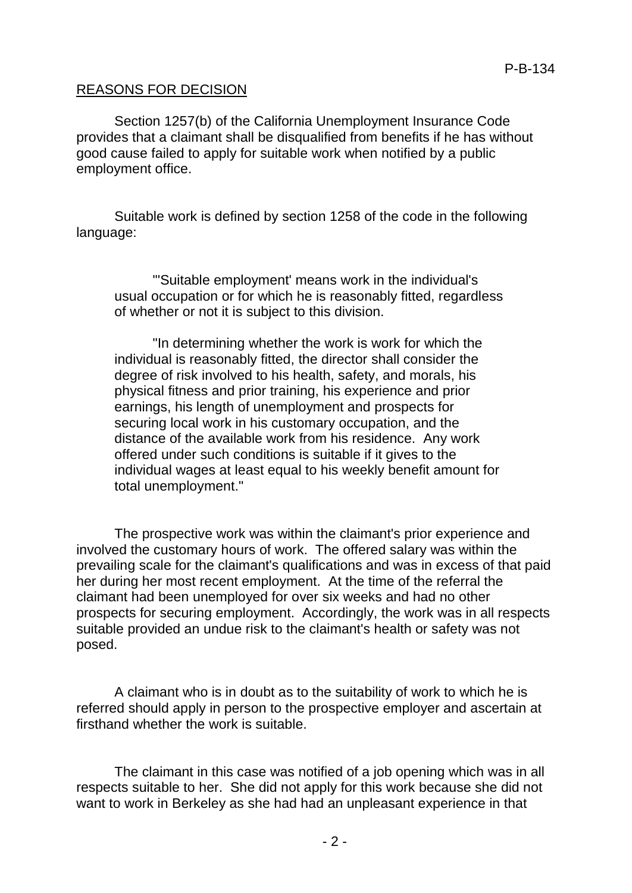REASONS FOR DECISION

Section 1257(b) of the California Unemployment Insurance Code provides that a claimant shall be disqualified from benefits if he has without good cause failed to apply for suitable work when notified by a public employment office.

Suitable work is defined by section 1258 of the code in the following language:

> "'Suitable employment' means work in the individual's usual occupation or for which he is reasonably fitted, regardless of whether or not it is subject to this division.
>
> "In determining whether the work is work for which the individual is reasonably fitted, the director shall consider the degree of risk involved to his health, safety, and morals, his physical fitness and prior training, his experience and prior earnings, his length of unemployment and prospects for securing local work in his customary occupation, and the distance of the available work from his residence. Any work offered under such conditions is suitable if it gives to the individual wages at least equal to his weekly benefit amount for total unemployment."

The prospective work was within the claimant's prior experience and involved the customary hours of work. The offered salary was within the prevailing scale for the claimant's qualifications and was in excess of that paid her during her most recent employment. At the time of the referral the claimant had been unemployed for over six weeks and had no other prospects for securing employment. Accordingly, the work was in all respects suitable provided an undue risk to the claimant's health or safety was not posed.

A claimant who is in doubt as to the suitability of work to which he is referred should apply in person to the prospective employer and ascertain at firsthand whether the work is suitable.

The claimant in this case was notified of a job opening which was in all respects suitable to her. She did not apply for this work because she did not want to work in Berkeley as she had had an unpleasant experience in that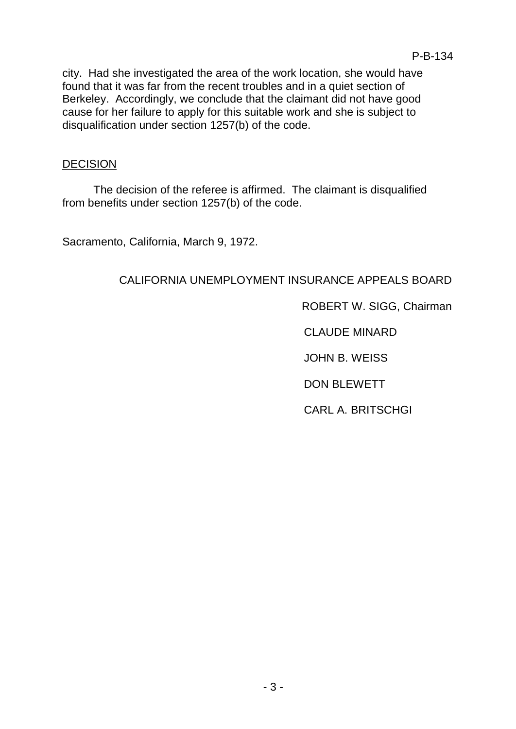city. Had she investigated the area of the work location, she would have found that it was far from the recent troubles and in a quiet section of Berkeley. Accordingly, we conclude that the claimant did not have good cause for her failure to apply for this suitable work and she is subject to disqualification under section 1257(b) of the code.

## DECISION

The decision of the referee is affirmed. The claimant is disqualified from benefits under section 1257(b) of the code.

Sacramento, California, March 9, 1972.

CALIFORNIA UNEMPLOYMENT INSURANCE APPEALS BOARD

ROBERT W. SIGG, Chairman

CLAUDE MINARD

JOHN B. WEISS

DON BLEWETT

CARL A. BRITSCHGI